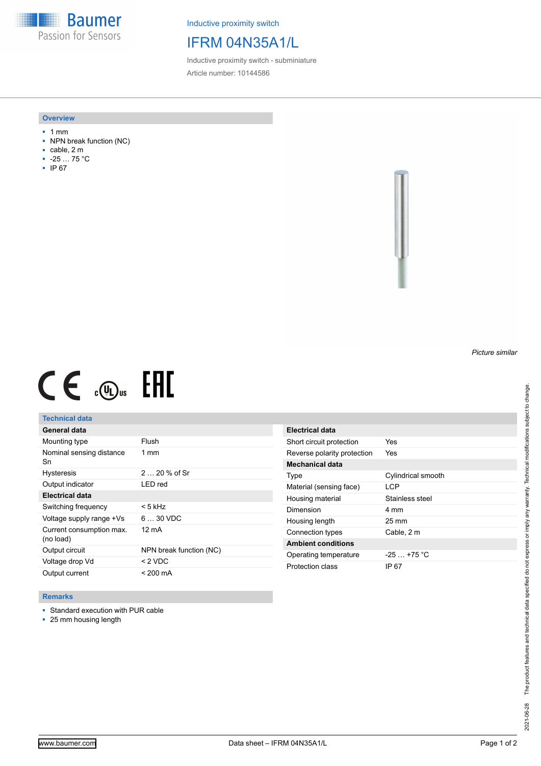Inductive proximity switch

# IFRM 04N35A1/L

Inductive proximity switch - subminiature

Article number: 10144586

## Overview

- 1 mm
- NPN break function (NC)
- cable, 2 m
- -25 … 75 °C
- IP 67

*Picture similar*

## Technical data

| General data | |
|---|---|
| Mounting type | Flush |
| Nominal sensing distance Sn | 1 mm |
| Hysteresis | 2 … 20 % of Sr |
| Output indicator | LED red |
| **Electrical data** | |
| Switching frequency | < 5 kHz |
| Voltage supply range +Vs | 6 … 30 VDC |
| Current consumption max. (no load) | 12 mA |
| Output circuit | NPN break function (NC) |
| Voltage drop Vd | < 2 VDC |
| Output current | < 200 mA |

| Electrical data | |
|---|---|
| Short circuit protection | Yes |
| Reverse polarity protection | Yes |
| **Mechanical data** | |
| Type | Cylindrical smooth |
| Material (sensing face) | LCP |
| Housing material | Stainless steel |
| Dimension | 4 mm |
| Housing length | 25 mm |
| Connection types | Cable, 2 m |
| **Ambient conditions** | |
| Operating temperature | -25 … +75 °C |
| Protection class | IP 67 |

## Remarks

- Standard execution with PUR cable
- 25 mm housing length

The product features and technical data specified do not express or imply any warranty. Technical modifications subject to change. 2021-06-28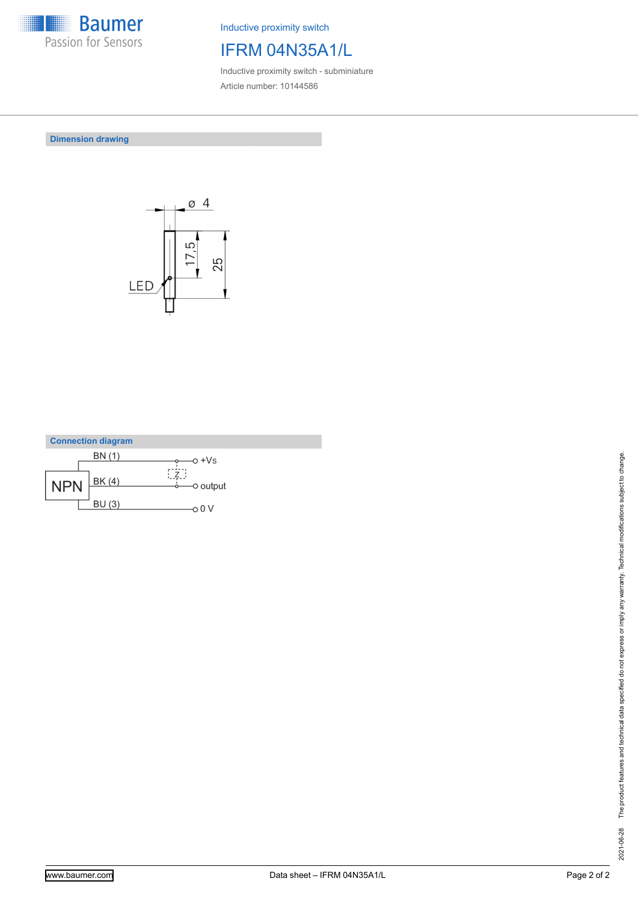Inductive proximity switch

# IFRM 04N35A1/L

Inductive proximity switch - subminiature

Article number: 10144586

## Dimension drawing

ø 4

17,5

25

LED

## Connection diagram

NPN

BN (1)

BK (4)

BU (3)

Z

+Vs

output

0 V

2021-06-28 The product features and technical data specified do not express or imply any warranty. Technical modifications subject to change.

www.baumer.com

Data sheet – IFRM 04N35A1/L